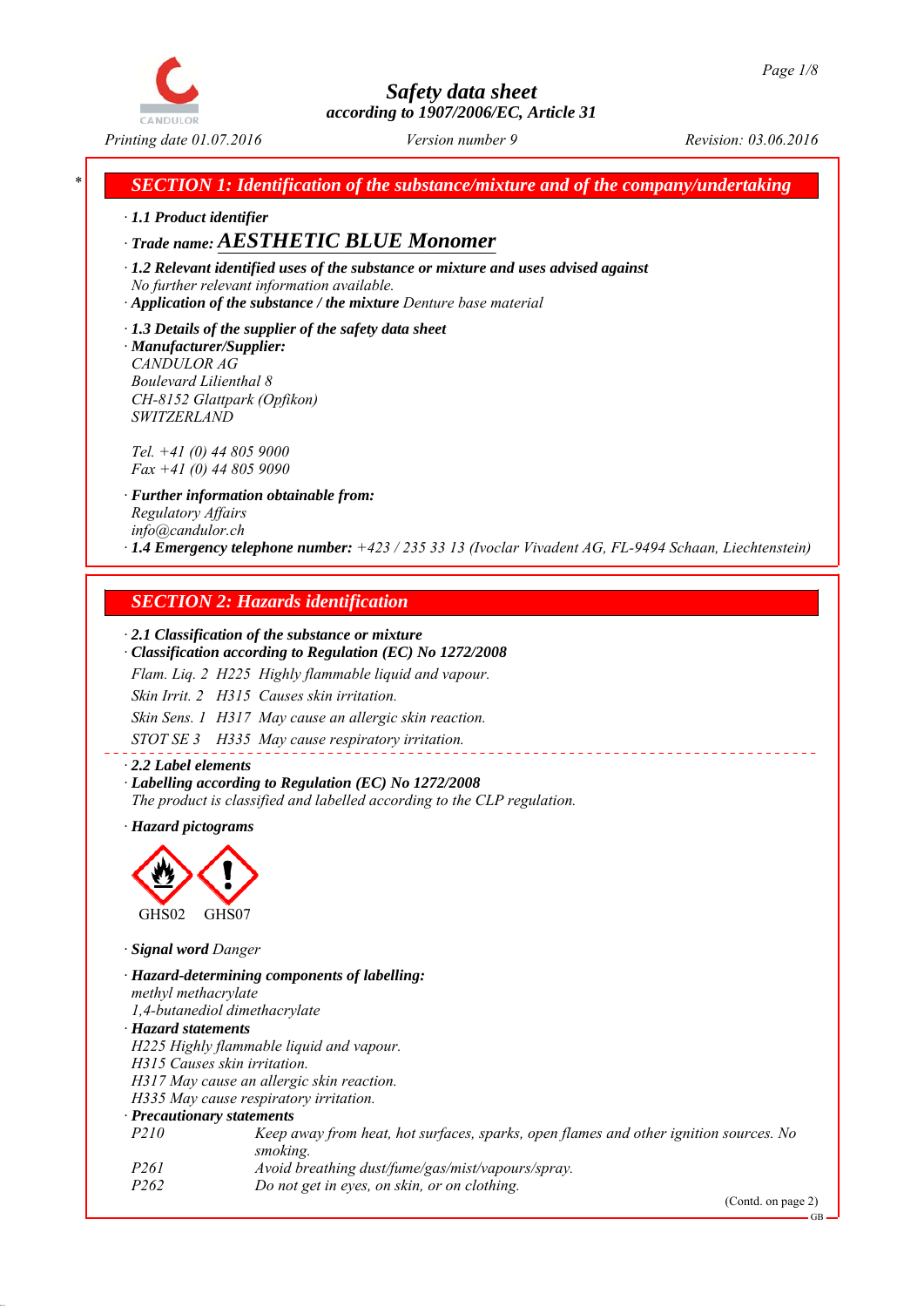# Safety data sheet
according to 1907/2006/EC, Article 31

Printing date 01.07.2016 Version number 9 Revision: 03.06.2016

## SECTION 1: Identification of the substance/mixture and of the company/undertaking

· **1.1 Product identifier**

· **Trade name: AESTHETIC BLUE Monomer**

· **1.2 Relevant identified uses of the substance or mixture and uses advised against**
No further relevant information available.

· **Application of the substance / the mixture** Denture base material

· **1.3 Details of the supplier of the safety data sheet**

· **Manufacturer/Supplier:**
CANDULOR AG
Boulevard Lilienthal 8
CH-8152 Glattpark (Opfikon)
SWITZERLAND

Tel. +41 (0) 44 805 9000
Fax +41 (0) 44 805 9090

· **Further information obtainable from:**
Regulatory Affairs
info@candulor.ch

· **1.4 Emergency telephone number:** +423 / 235 33 13 (Ivoclar Vivadent AG, FL-9494 Schaan, Liechtenstein)

## SECTION 2: Hazards identification

· **2.1 Classification of the substance or mixture**

· **Classification according to Regulation (EC) No 1272/2008**

Flam. Liq. 2 H225 Highly flammable liquid and vapour.

Skin Irrit. 2 H315 Causes skin irritation.

Skin Sens. 1 H317 May cause an allergic skin reaction.

STOT SE 3 H335 May cause respiratory irritation.

· **2.2 Label elements**

· **Labelling according to Regulation (EC) No 1272/2008**
The product is classified and labelled according to the CLP regulation.

· **Hazard pictograms**

GHS02 GHS07

· **Signal word** Danger

· **Hazard-determining components of labelling:**
methyl methacrylate
1,4-butanediol dimethacrylate

· **Hazard statements**
H225 Highly flammable liquid and vapour.
H315 Causes skin irritation.
H317 May cause an allergic skin reaction.
H335 May cause respiratory irritation.

· **Precautionary statements**

| | |
|---|---|
| P210 | Keep away from heat, hot surfaces, sparks, open flames and other ignition sources. No smoking. |
| P261 | Avoid breathing dust/fume/gas/mist/vapours/spray. |
| P262 | Do not get in eyes, on skin, or on clothing. |

(Contd. on page 2)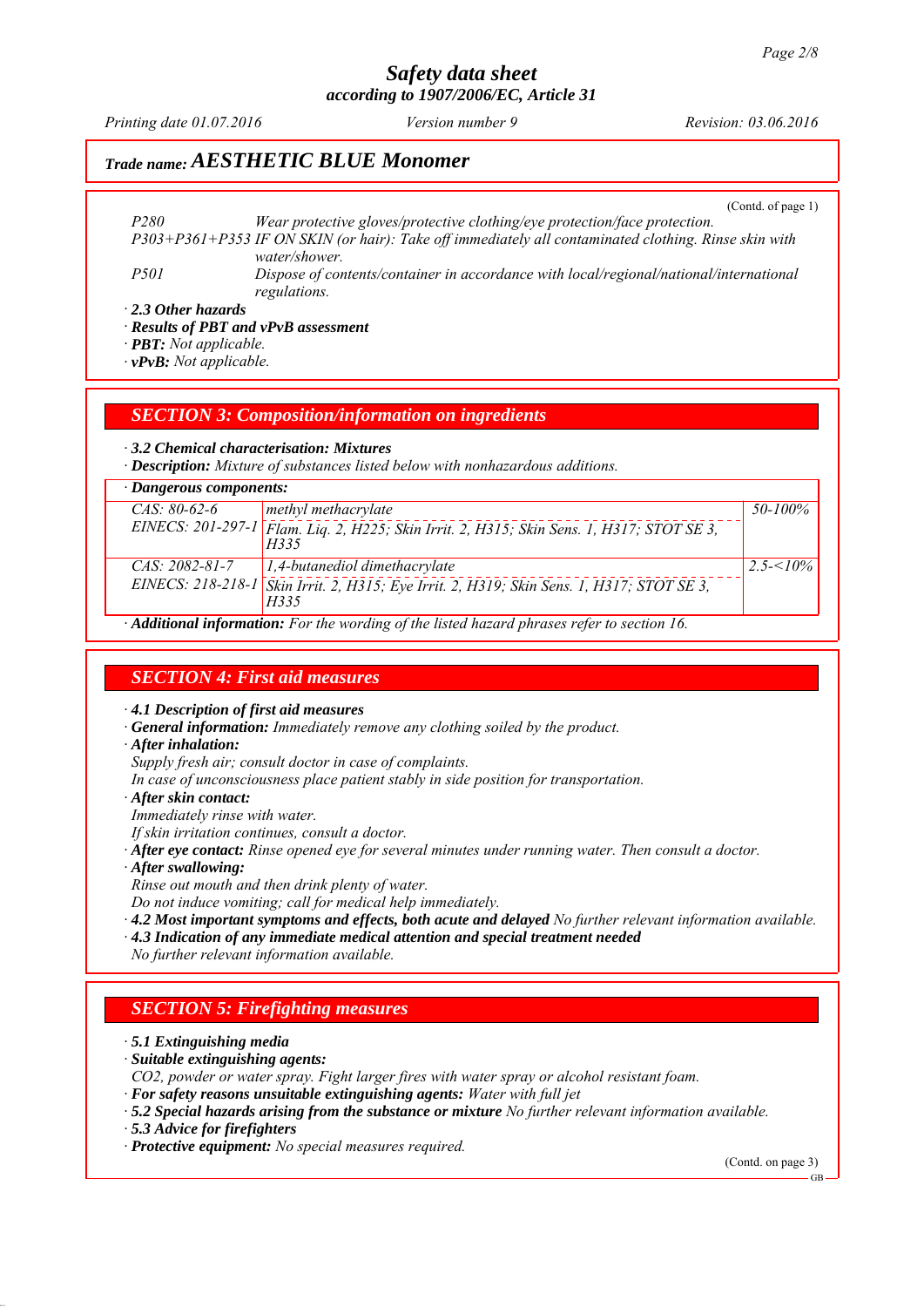Trade name: **AESTHETIC BLUE Monomer**

(Contd. of page 1)

| | |
|---|---|
| P280 | Wear protective gloves/protective clothing/eye protection/face protection. |
| P303+P361+P353 | IF ON SKIN (or hair): Take off immediately all contaminated clothing. Rinse skin with water/shower. |
| P501 | Dispose of contents/container in accordance with local/regional/national/international regulations. |

· **2.3 Other hazards**
· **Results of PBT and vPvB assessment**
· **PBT:** Not applicable.
· **vPvB:** Not applicable.

## SECTION 3: Composition/information on ingredients

· **3.2 Chemical characterisation: Mixtures**
· **Description:** Mixture of substances listed below with nonhazardous additions.

· **Dangerous components:**

| | | |
|---|---|---|
| CAS: 80-62-6<br>EINECS: 201-297-1 | methyl methacrylate<br>Flam. Liq. 2, H225; Skin Irrit. 2, H315; Skin Sens. 1, H317; STOT SE 3, H335 | 50-100% |
| CAS: 2082-81-7<br>EINECS: 218-218-1 | 1,4-butanediol dimethacrylate<br>Skin Irrit. 2, H315; Eye Irrit. 2, H319; Skin Sens. 1, H317; STOT SE 3, H335 | 2.5-<10% |

· **Additional information:** For the wording of the listed hazard phrases refer to section 16.

## SECTION 4: First aid measures

· **4.1 Description of first aid measures**
· **General information:** Immediately remove any clothing soiled by the product.
· **After inhalation:**
Supply fresh air; consult doctor in case of complaints.
In case of unconsciousness place patient stably in side position for transportation.
· **After skin contact:**
Immediately rinse with water.
If skin irritation continues, consult a doctor.
· **After eye contact:** Rinse opened eye for several minutes under running water. Then consult a doctor.
· **After swallowing:**
Rinse out mouth and then drink plenty of water.
Do not induce vomiting; call for medical help immediately.
· **4.2 Most important symptoms and effects, both acute and delayed** No further relevant information available.
· **4.3 Indication of any immediate medical attention and special treatment needed**
No further relevant information available.

## SECTION 5: Firefighting measures

· **5.1 Extinguishing media**
· **Suitable extinguishing agents:**
CO2, powder or water spray. Fight larger fires with water spray or alcohol resistant foam.
· **For safety reasons unsuitable extinguishing agents:** Water with full jet
· **5.2 Special hazards arising from the substance or mixture** No further relevant information available.
· **5.3 Advice for firefighters**
· **Protective equipment:** No special measures required.

(Contd. on page 3)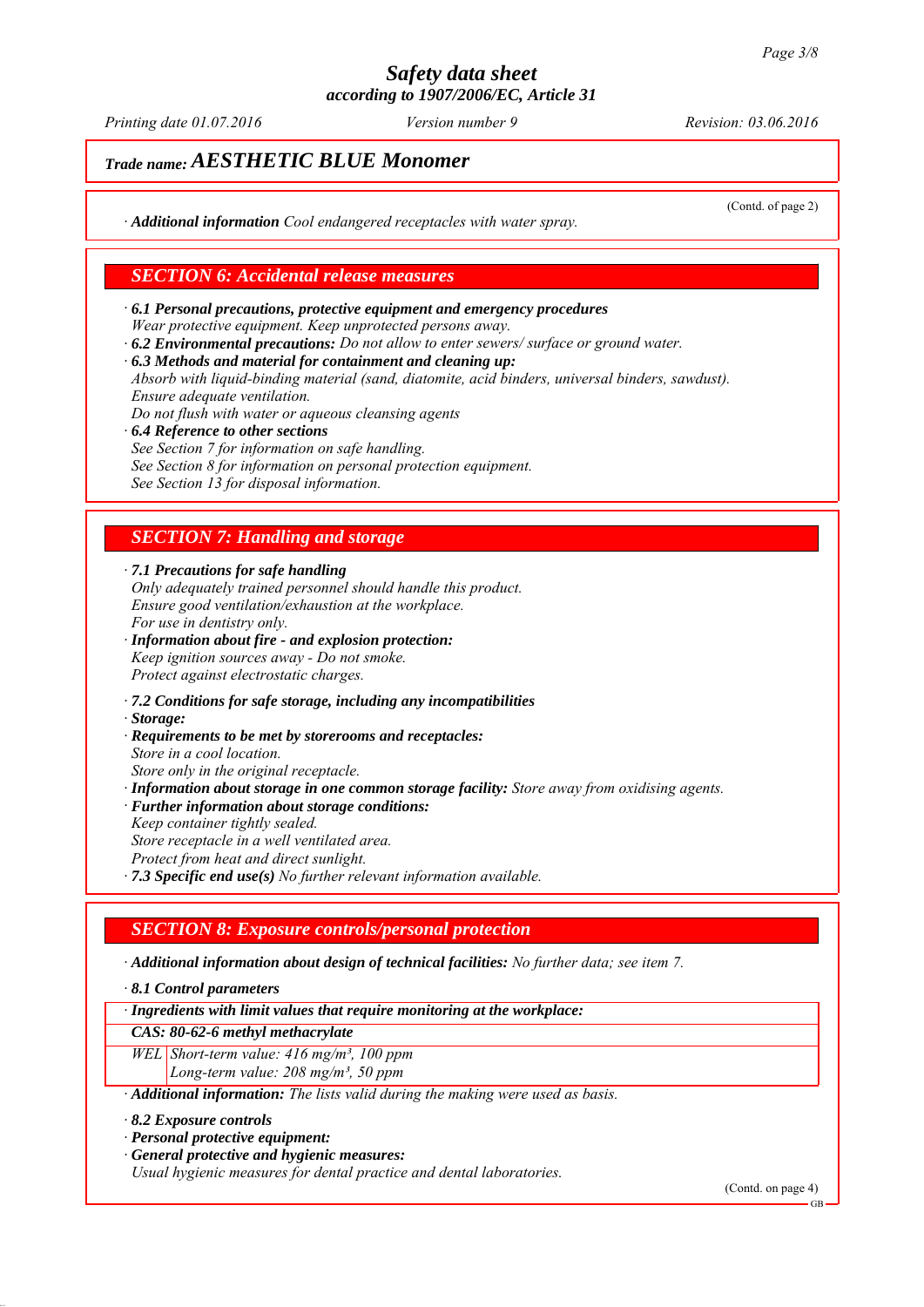Trade name: **AESTHETIC BLUE Monomer**

(Contd. of page 2)

· **Additional information** Cool endangered receptacles with water spray.

## SECTION 6: Accidental release measures

· **6.1 Personal precautions, protective equipment and emergency procedures**
Wear protective equipment. Keep unprotected persons away.
· **6.2 Environmental precautions:** Do not allow to enter sewers/ surface or ground water.
· **6.3 Methods and material for containment and cleaning up:**
Absorb with liquid-binding material (sand, diatomite, acid binders, universal binders, sawdust).
Ensure adequate ventilation.
Do not flush with water or aqueous cleansing agents
· **6.4 Reference to other sections**
See Section 7 for information on safe handling.
See Section 8 for information on personal protection equipment.
See Section 13 for disposal information.

## SECTION 7: Handling and storage

· **7.1 Precautions for safe handling**
Only adequately trained personnel should handle this product.
Ensure good ventilation/exhaustion at the workplace.
For use in dentistry only.
· **Information about fire - and explosion protection:**
Keep ignition sources away - Do not smoke.
Protect against electrostatic charges.

· **7.2 Conditions for safe storage, including any incompatibilities**
· **Storage:**
· **Requirements to be met by storerooms and receptacles:**
Store in a cool location.
Store only in the original receptacle.
· **Information about storage in one common storage facility:** Store away from oxidising agents.
· **Further information about storage conditions:**
Keep container tightly sealed.
Store receptacle in a well ventilated area.
Protect from heat and direct sunlight.
· **7.3 Specific end use(s)** No further relevant information available.

## SECTION 8: Exposure controls/personal protection

· **Additional information about design of technical facilities:** No further data; see item 7.

· **8.1 Control parameters**

| · **Ingredients with limit values that require monitoring at the workplace:** | |
|---|---|
| **CAS: 80-62-6 methyl methacrylate** | |
| WEL | Short-term value: 416 mg/m³, 100 ppm<br>Long-term value: 208 mg/m³, 50 ppm |

· **Additional information:** The lists valid during the making were used as basis.

· **8.2 Exposure controls**
· **Personal protective equipment:**
· **General protective and hygienic measures:**
Usual hygienic measures for dental practice and dental laboratories.

(Contd. on page 4)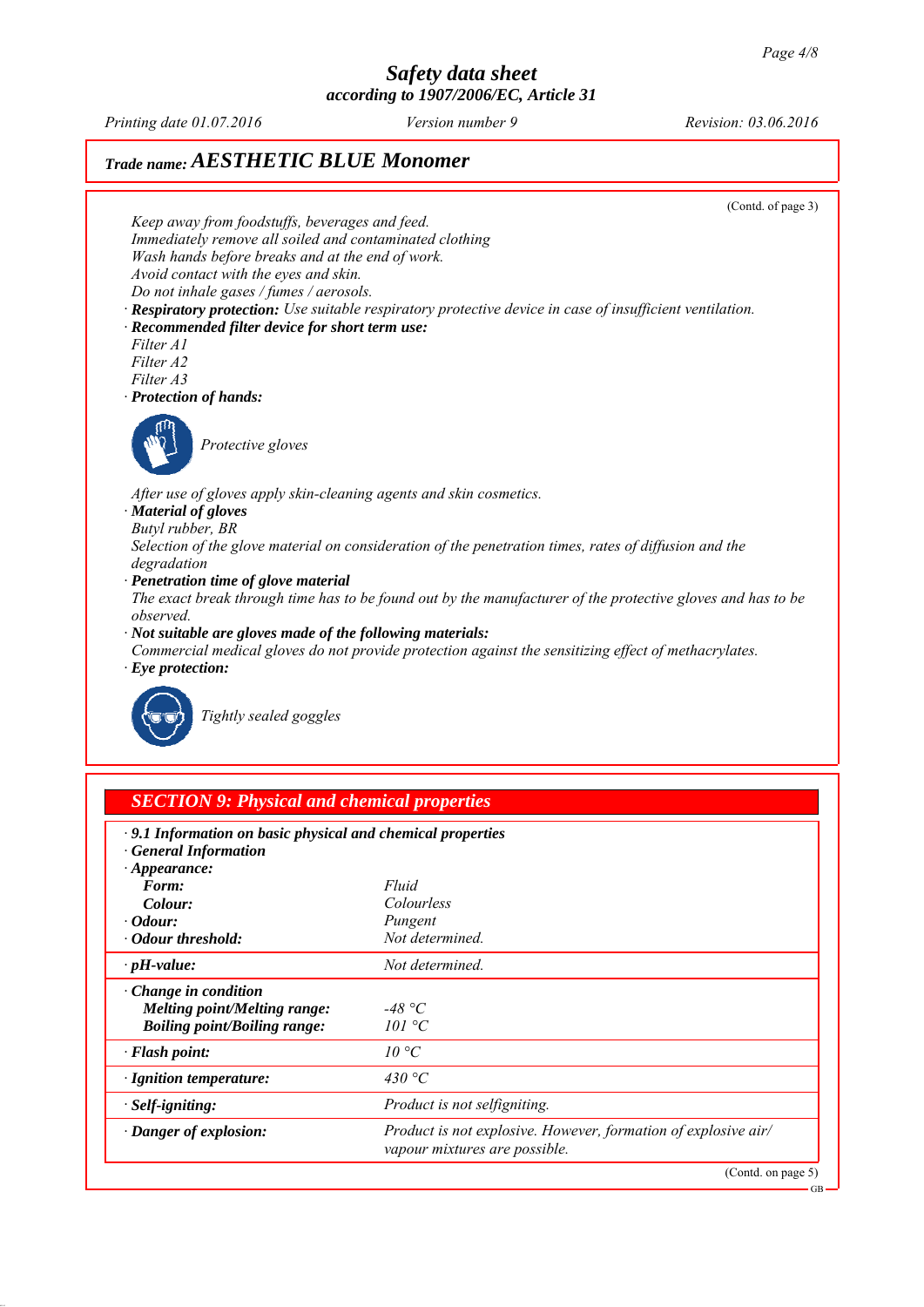# Safety data sheet
**according to 1907/2006/EC, Article 31**

*Printing date 01.07.2016* — *Version number 9* — *Revision: 03.06.2016*

## *Trade name:* ***AESTHETIC BLUE Monomer***

(Contd. of page 3)

*Keep away from foodstuffs, beverages and feed.*
*Immediately remove all soiled and contaminated clothing*
*Wash hands before breaks and at the end of work.*
*Avoid contact with the eyes and skin.*
*Do not inhale gases / fumes / aerosols.*

· ***Respiratory protection:*** *Use suitable respiratory protective device in case of insufficient ventilation.*

· ***Recommended filter device for short term use:***
*Filter A1*
*Filter A2*
*Filter A3*

· ***Protection of hands:***

*Protective gloves*

*After use of gloves apply skin-cleaning agents and skin cosmetics.*

· ***Material of gloves***
*Butyl rubber, BR*
*Selection of the glove material on consideration of the penetration times, rates of diffusion and the degradation*

· ***Penetration time of glove material***
*The exact break through time has to be found out by the manufacturer of the protective gloves and has to be observed.*

· ***Not suitable are gloves made of the following materials:***
*Commercial medical gloves do not provide protection against the sensitizing effect of methacrylates.*

· ***Eye protection:***

*Tightly sealed goggles*

## *SECTION 9: Physical and chemical properties*

· ***9.1 Information on basic physical and chemical properties***
· ***General Information***

| | |
|---|---|
| · ***Appearance:*** | |
| ***Form:*** | *Fluid* |
| ***Colour:*** | *Colourless* |
| · ***Odour:*** | *Pungent* |
| · ***Odour threshold:*** | *Not determined.* |
| · ***pH-value:*** | *Not determined.* |
| · ***Change in condition*** | |
| ***Melting point/Melting range:*** | *-48 °C* |
| ***Boiling point/Boiling range:*** | *101 °C* |
| · ***Flash point:*** | *10 °C* |
| · ***Ignition temperature:*** | *430 °C* |
| · ***Self-igniting:*** | *Product is not selfigniting.* |
| · ***Danger of explosion:*** | *Product is not explosive. However, formation of explosive air/ vapour mixtures are possible.* |

(Contd. on page 5)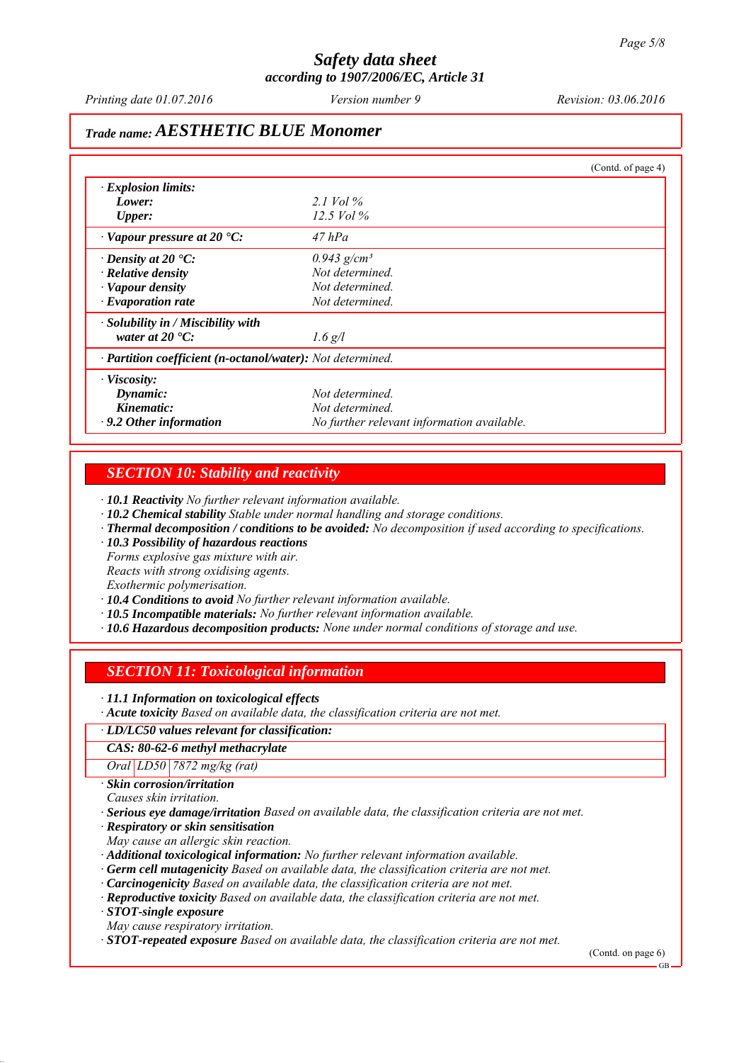## Trade name: AESTHETIC BLUE Monomer

(Contd. of page 4)

| | |
|---|---|
| · **Explosion limits:** | |
| **Lower:** | 2.1 Vol % |
| **Upper:** | 12.5 Vol % |
| · **Vapour pressure at 20 °C:** | 47 hPa |
| · **Density at 20 °C:** | 0.943 g/cm³ |
| · **Relative density** | Not determined. |
| · **Vapour density** | Not determined. |
| · **Evaporation rate** | Not determined. |
| · **Solubility in / Miscibility with water at 20 °C:** | 1.6 g/l |
| · **Partition coefficient (n-octanol/water):** | Not determined. |
| · **Viscosity:** | |
| **Dynamic:** | Not determined. |
| **Kinematic:** | Not determined. |
| · **9.2 Other information** | No further relevant information available. |

## SECTION 10: Stability and reactivity

· **10.1 Reactivity** *No further relevant information available.*
· **10.2 Chemical stability** *Stable under normal handling and storage conditions.*
· **Thermal decomposition / conditions to be avoided:** *No decomposition if used according to specifications.*
· **10.3 Possibility of hazardous reactions**
*Forms explosive gas mixture with air.*
*Reacts with strong oxidising agents.*
*Exothermic polymerisation.*
· **10.4 Conditions to avoid** *No further relevant information available.*
· **10.5 Incompatible materials:** *No further relevant information available.*
· **10.6 Hazardous decomposition products:** *None under normal conditions of storage and use.*

## SECTION 11: Toxicological information

· **11.1 Information on toxicological effects**
· **Acute toxicity** *Based on available data, the classification criteria are not met.*

| · **LD/LC50 values relevant for classification:** | | |
|---|---|---|
| **CAS: 80-62-6 methyl methacrylate** | | |
| Oral | LD50 | 7872 mg/kg (rat) |

· **Skin corrosion/irritation**
*Causes skin irritation.*
· **Serious eye damage/irritation** *Based on available data, the classification criteria are not met.*
· **Respiratory or skin sensitisation**
*May cause an allergic skin reaction.*
· **Additional toxicological information:** *No further relevant information available.*
· **Germ cell mutagenicity** *Based on available data, the classification criteria are not met.*
· **Carcinogenicity** *Based on available data, the classification criteria are not met.*
· **Reproductive toxicity** *Based on available data, the classification criteria are not met.*
· **STOT-single exposure**
*May cause respiratory irritation.*
· **STOT-repeated exposure** *Based on available data, the classification criteria are not met.*

(Contd. on page 6)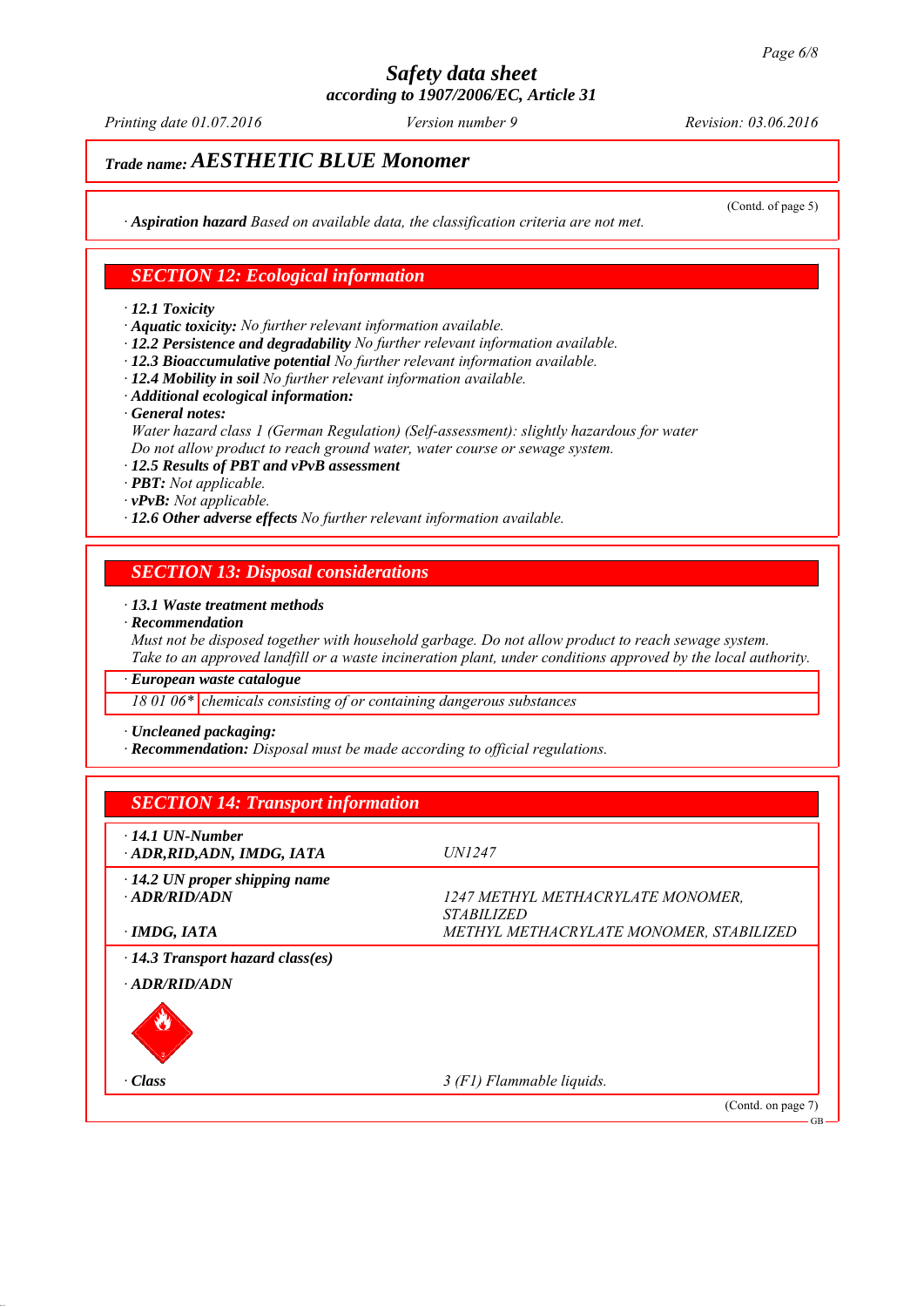**Trade name: AESTHETIC BLUE Monomer**

(Contd. of page 5)

· **Aspiration hazard** *Based on available data, the classification criteria are not met.*

## SECTION 12: Ecological information

· **12.1 Toxicity**
· **Aquatic toxicity:** *No further relevant information available.*
· **12.2 Persistence and degradability** *No further relevant information available.*
· **12.3 Bioaccumulative potential** *No further relevant information available.*
· **12.4 Mobility in soil** *No further relevant information available.*
· **Additional ecological information:**
· **General notes:**
*Water hazard class 1 (German Regulation) (Self-assessment): slightly hazardous for water*
*Do not allow product to reach ground water, water course or sewage system.*
· **12.5 Results of PBT and vPvB assessment**
· **PBT:** *Not applicable.*
· **vPvB:** *Not applicable.*
· **12.6 Other adverse effects** *No further relevant information available.*

## SECTION 13: Disposal considerations

· **13.1 Waste treatment methods**
· **Recommendation**
*Must not be disposed together with household garbage. Do not allow product to reach sewage system.*
*Take to an approved landfill or a waste incineration plant, under conditions approved by the local authority.*

| · European waste catalogue | |
|---|---|
| 18 01 06* | chemicals consisting of or containing dangerous substances |

· **Uncleaned packaging:**
· **Recommendation:** *Disposal must be made according to official regulations.*

## SECTION 14: Transport information

| | |
|---|---|
| · **14.1 UN-Number**<br>· **ADR,RID,ADN, IMDG, IATA** | UN1247 |
| · **14.2 UN proper shipping name**<br>· **ADR/RID/ADN** | 1247 METHYL METHACRYLATE MONOMER, STABILIZED |
| · **IMDG, IATA** | METHYL METHACRYLATE MONOMER, STABILIZED |
| · **14.3 Transport hazard class(es)** | |
| · **ADR/RID/ADN** | |
| · **Class** | 3 (F1) Flammable liquids. |

(Contd. on page 7)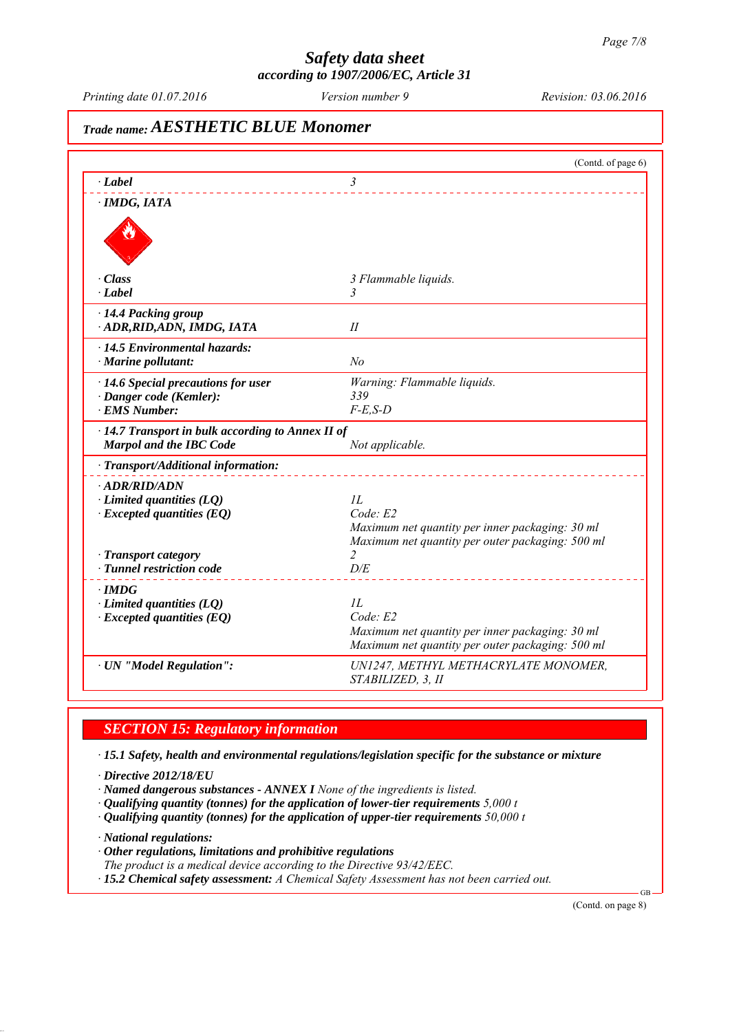## Trade name: AESTHETIC BLUE Monomer

(Contd. of page 6)

| | |
|---|---|
| · **Label** | *3* |
| · **IMDG, IATA** | |
| · **Class** | *3 Flammable liquids.* |
| · **Label** | *3* |
| · **14.4 Packing group** · **ADR,RID,ADN, IMDG, IATA** | *II* |
| · **14.5 Environmental hazards:** · **Marine pollutant:** | *No* |
| · **14.6 Special precautions for user** | *Warning: Flammable liquids.* |
| · **Danger code (Kemler):** | *339* |
| · **EMS Number:** | *F-E,S-D* |
| · **14.7 Transport in bulk according to Annex II of Marpol and the IBC Code** | *Not applicable.* |
| · **Transport/Additional information:** | |
| · **ADR/RID/ADN** | |
| · **Limited quantities (LQ)** | *1L* |
| · **Excepted quantities (EQ)** | *Code: E2* *Maximum net quantity per inner packaging: 30 ml* *Maximum net quantity per outer packaging: 500 ml* |
| · **Transport category** | *2* |
| · **Tunnel restriction code** | *D/E* |
| · **IMDG** | |
| · **Limited quantities (LQ)** | *1L* |
| · **Excepted quantities (EQ)** | *Code: E2* *Maximum net quantity per inner packaging: 30 ml* *Maximum net quantity per outer packaging: 500 ml* |
| · **UN "Model Regulation":** | *UN1247, METHYL METHACRYLATE MONOMER, STABILIZED, 3, II* |

## SECTION 15: Regulatory information

· ***15.1 Safety, health and environmental regulations/legislation specific for the substance or mixture***

· ***Directive 2012/18/EU***
· ***Named dangerous substances - ANNEX I*** *None of the ingredients is listed.*
· ***Qualifying quantity (tonnes) for the application of lower-tier requirements*** *5,000 t*
· ***Qualifying quantity (tonnes) for the application of upper-tier requirements*** *50,000 t*

· ***National regulations:***
· ***Other regulations, limitations and prohibitive regulations***
*The product is a medical device according to the Directive 93/42/EEC.*
· ***15.2 Chemical safety assessment:*** *A Chemical Safety Assessment has not been carried out.*

(Contd. on page 8)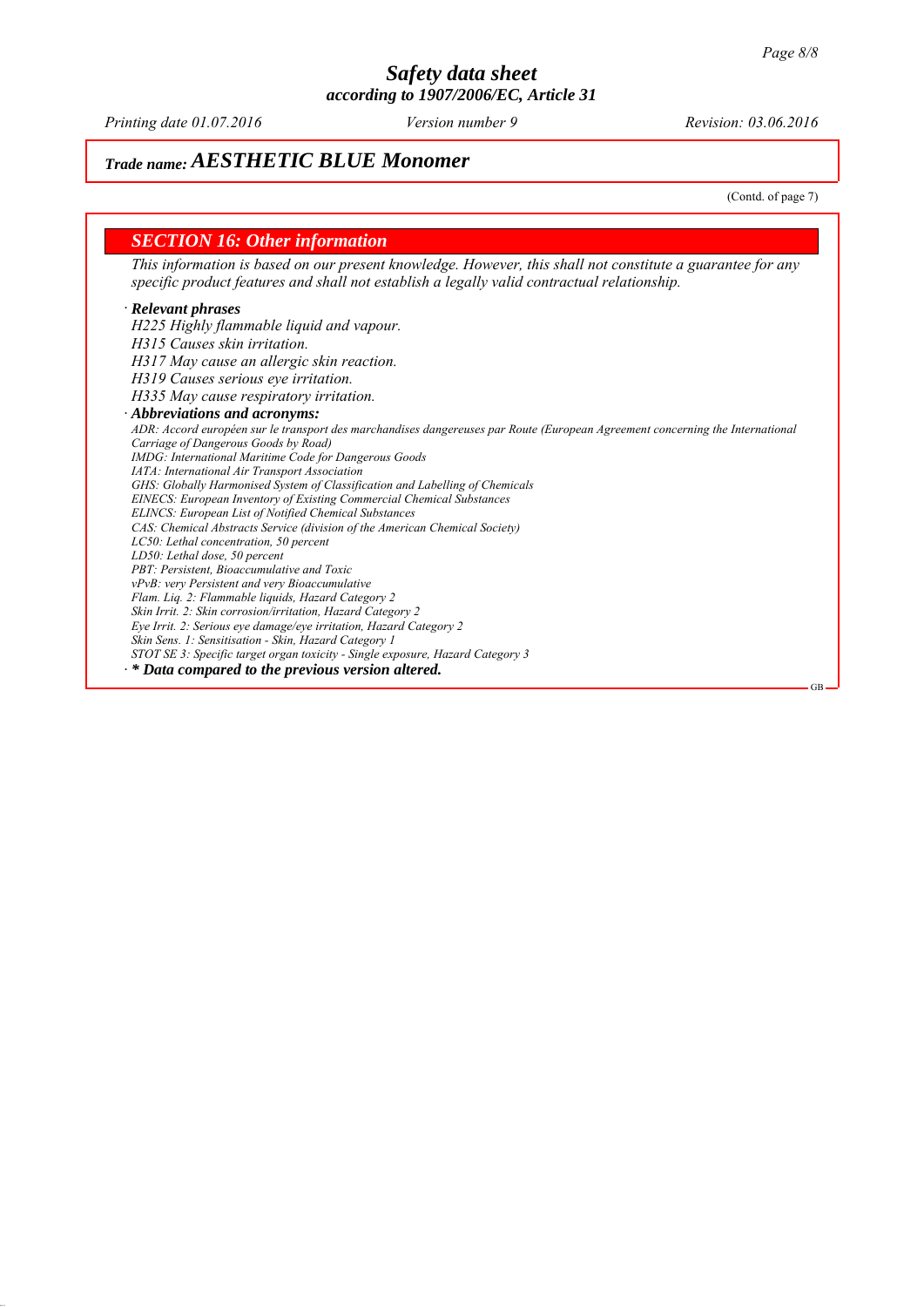# Safety data sheet

*according to 1907/2006/EC, Article 31*

*Printing date 01.07.2016* *Version number 9* *Revision: 03.06.2016*

## *Trade name: AESTHETIC BLUE Monomer*

(Contd. of page 7)

## *SECTION 16: Other information*

*This information is based on our present knowledge. However, this shall not constitute a guarantee for any specific product features and shall not establish a legally valid contractual relationship.*

· ***Relevant phrases***

*H225 Highly flammable liquid and vapour.*
*H315 Causes skin irritation.*
*H317 May cause an allergic skin reaction.*
*H319 Causes serious eye irritation.*
*H335 May cause respiratory irritation.*

· ***Abbreviations and acronyms:***

*ADR: Accord européen sur le transport des marchandises dangereuses par Route (European Agreement concerning the International Carriage of Dangerous Goods by Road)*
*IMDG: International Maritime Code for Dangerous Goods*
*IATA: International Air Transport Association*
*GHS: Globally Harmonised System of Classification and Labelling of Chemicals*
*EINECS: European Inventory of Existing Commercial Chemical Substances*
*ELINCS: European List of Notified Chemical Substances*
*CAS: Chemical Abstracts Service (division of the American Chemical Society)*
*LC50: Lethal concentration, 50 percent*
*LD50: Lethal dose, 50 percent*
*PBT: Persistent, Bioaccumulative and Toxic*
*vPvB: very Persistent and very Bioaccumulative*
*Flam. Liq. 2: Flammable liquids, Hazard Category 2*
*Skin Irrit. 2: Skin corrosion/irritation, Hazard Category 2*
*Eye Irrit. 2: Serious eye damage/eye irritation, Hazard Category 2*
*Skin Sens. 1: Sensitisation - Skin, Hazard Category 1*
*STOT SE 3: Specific target organ toxicity - Single exposure, Hazard Category 3*

· ***\* Data compared to the previous version altered.***

GB